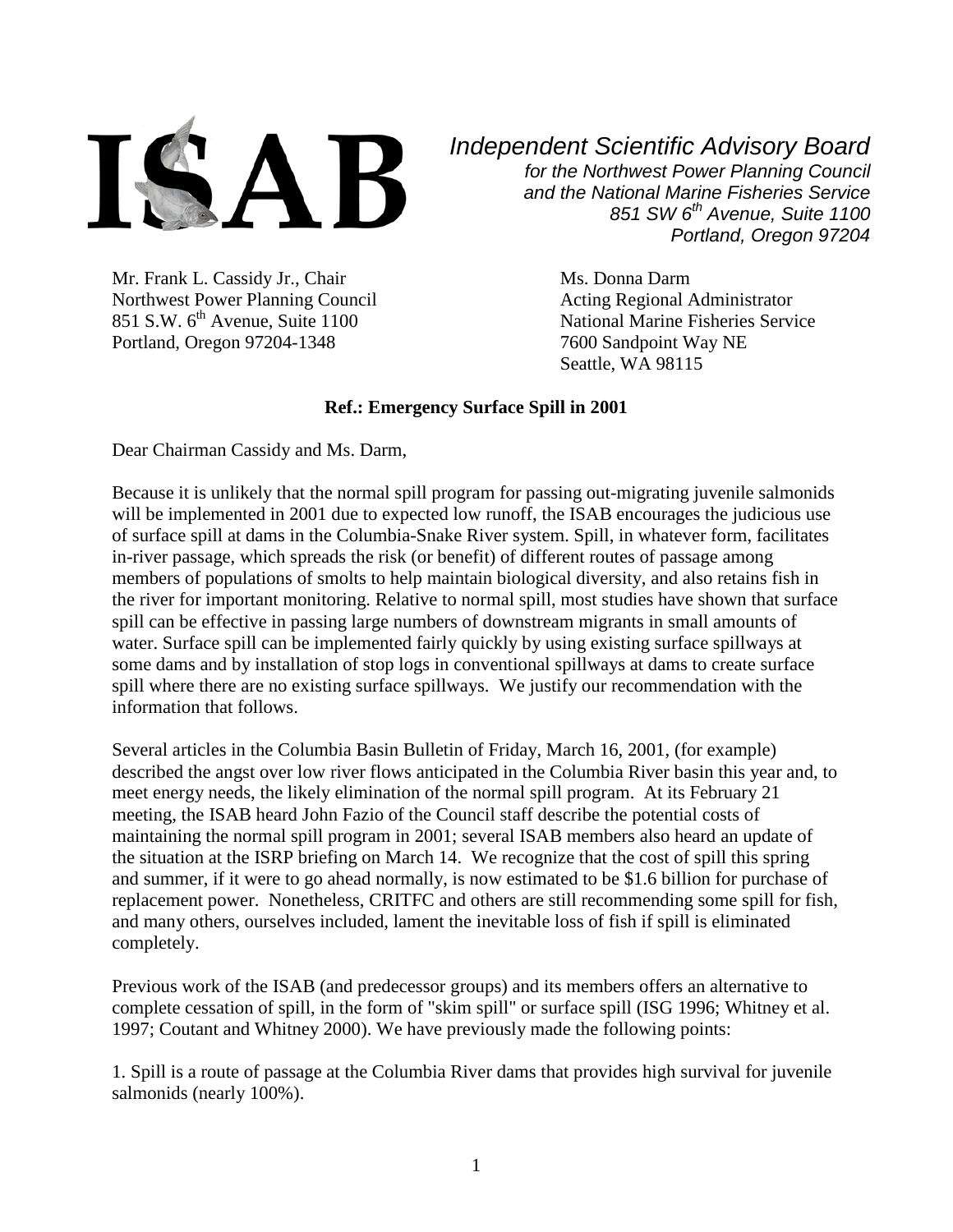ISAB

*Independent Scientific Advisory Board*
*for the Northwest Power Planning Council*
*and the National Marine Fisheries Service*
*851 SW 6th Avenue, Suite 1100*
*Portland, Oregon 97204*

Mr. Frank L. Cassidy Jr., Chair
Northwest Power Planning Council
851 S.W. 6th Avenue, Suite 1100
Portland, Oregon 97204-1348

Ms. Donna Darm
Acting Regional Administrator
National Marine Fisheries Service
7600 Sandpoint Way NE
Seattle, WA 98115

**Ref.: Emergency Surface Spill in 2001**

Dear Chairman Cassidy and Ms. Darm,

Because it is unlikely that the normal spill program for passing out-migrating juvenile salmonids will be implemented in 2001 due to expected low runoff, the ISAB encourages the judicious use of surface spill at dams in the Columbia-Snake River system. Spill, in whatever form, facilitates in-river passage, which spreads the risk (or benefit) of different routes of passage among members of populations of smolts to help maintain biological diversity, and also retains fish in the river for important monitoring. Relative to normal spill, most studies have shown that surface spill can be effective in passing large numbers of downstream migrants in small amounts of water. Surface spill can be implemented fairly quickly by using existing surface spillways at some dams and by installation of stop logs in conventional spillways at dams to create surface spill where there are no existing surface spillways. We justify our recommendation with the information that follows.

Several articles in the Columbia Basin Bulletin of Friday, March 16, 2001, (for example) described the angst over low river flows anticipated in the Columbia River basin this year and, to meet energy needs, the likely elimination of the normal spill program. At its February 21 meeting, the ISAB heard John Fazio of the Council staff describe the potential costs of maintaining the normal spill program in 2001; several ISAB members also heard an update of the situation at the ISRP briefing on March 14. We recognize that the cost of spill this spring and summer, if it were to go ahead normally, is now estimated to be $1.6 billion for purchase of replacement power. Nonetheless, CRITFC and others are still recommending some spill for fish, and many others, ourselves included, lament the inevitable loss of fish if spill is eliminated completely.

Previous work of the ISAB (and predecessor groups) and its members offers an alternative to complete cessation of spill, in the form of "skim spill" or surface spill (ISG 1996; Whitney et al. 1997; Coutant and Whitney 2000). We have previously made the following points:

1. Spill is a route of passage at the Columbia River dams that provides high survival for juvenile salmonids (nearly 100%).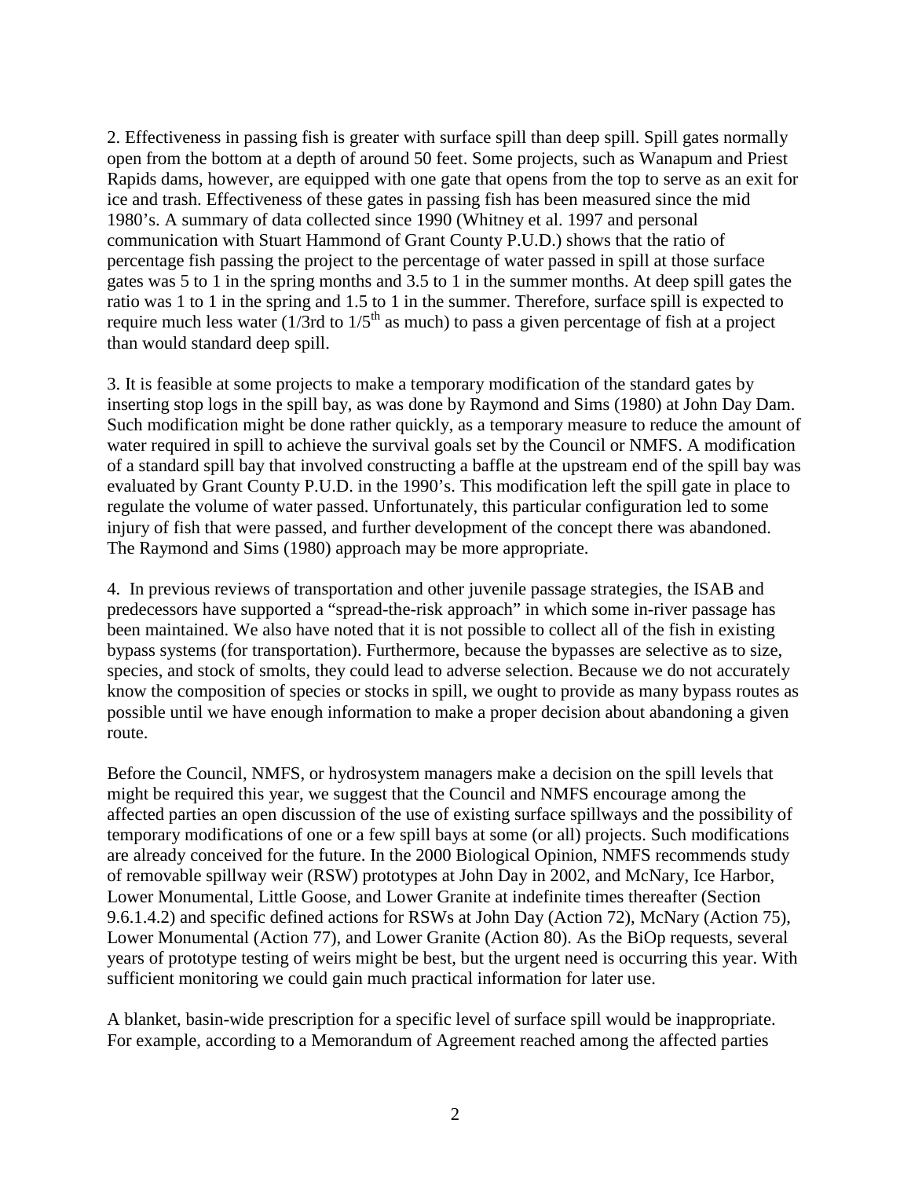2. Effectiveness in passing fish is greater with surface spill than deep spill. Spill gates normally open from the bottom at a depth of around 50 feet. Some projects, such as Wanapum and Priest Rapids dams, however, are equipped with one gate that opens from the top to serve as an exit for ice and trash. Effectiveness of these gates in passing fish has been measured since the mid 1980's. A summary of data collected since 1990 (Whitney et al. 1997 and personal communication with Stuart Hammond of Grant County P.U.D.) shows that the ratio of percentage fish passing the project to the percentage of water passed in spill at those surface gates was 5 to 1 in the spring months and 3.5 to 1 in the summer months. At deep spill gates the ratio was 1 to 1 in the spring and 1.5 to 1 in the summer. Therefore, surface spill is expected to require much less water (1/3rd to 1/5th as much) to pass a given percentage of fish at a project than would standard deep spill.

3. It is feasible at some projects to make a temporary modification of the standard gates by inserting stop logs in the spill bay, as was done by Raymond and Sims (1980) at John Day Dam. Such modification might be done rather quickly, as a temporary measure to reduce the amount of water required in spill to achieve the survival goals set by the Council or NMFS. A modification of a standard spill bay that involved constructing a baffle at the upstream end of the spill bay was evaluated by Grant County P.U.D. in the 1990's. This modification left the spill gate in place to regulate the volume of water passed. Unfortunately, this particular configuration led to some injury of fish that were passed, and further development of the concept there was abandoned. The Raymond and Sims (1980) approach may be more appropriate.

4. In previous reviews of transportation and other juvenile passage strategies, the ISAB and predecessors have supported a "spread-the-risk approach" in which some in-river passage has been maintained. We also have noted that it is not possible to collect all of the fish in existing bypass systems (for transportation). Furthermore, because the bypasses are selective as to size, species, and stock of smolts, they could lead to adverse selection. Because we do not accurately know the composition of species or stocks in spill, we ought to provide as many bypass routes as possible until we have enough information to make a proper decision about abandoning a given route.

Before the Council, NMFS, or hydrosystem managers make a decision on the spill levels that might be required this year, we suggest that the Council and NMFS encourage among the affected parties an open discussion of the use of existing surface spillways and the possibility of temporary modifications of one or a few spill bays at some (or all) projects. Such modifications are already conceived for the future. In the 2000 Biological Opinion, NMFS recommends study of removable spillway weir (RSW) prototypes at John Day in 2002, and McNary, Ice Harbor, Lower Monumental, Little Goose, and Lower Granite at indefinite times thereafter (Section 9.6.1.4.2) and specific defined actions for RSWs at John Day (Action 72), McNary (Action 75), Lower Monumental (Action 77), and Lower Granite (Action 80). As the BiOp requests, several years of prototype testing of weirs might be best, but the urgent need is occurring this year. With sufficient monitoring we could gain much practical information for later use.

A blanket, basin-wide prescription for a specific level of surface spill would be inappropriate. For example, according to a Memorandum of Agreement reached among the affected parties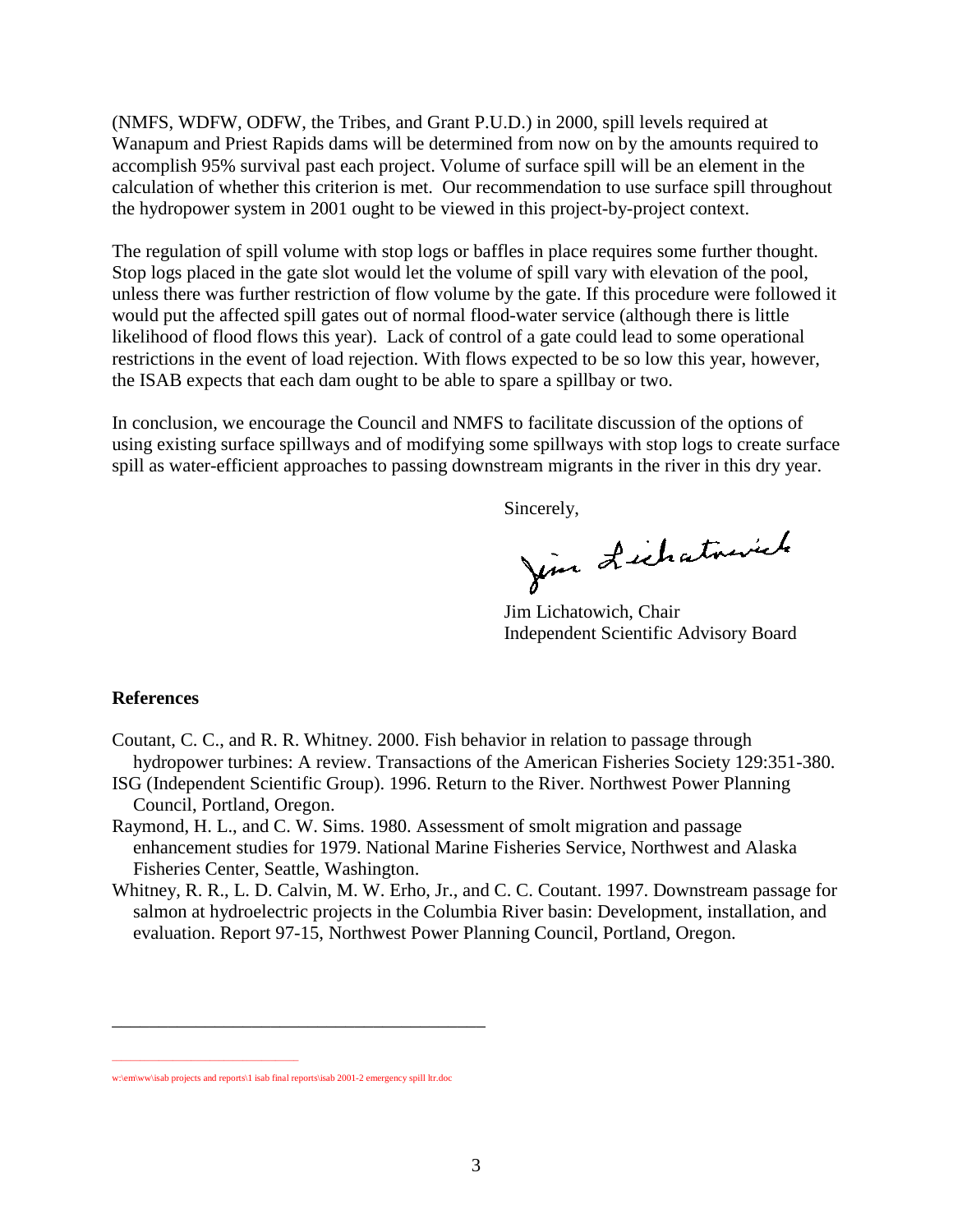(NMFS, WDFW, ODFW, the Tribes, and Grant P.U.D.) in 2000, spill levels required at Wanapum and Priest Rapids dams will be determined from now on by the amounts required to accomplish 95% survival past each project. Volume of surface spill will be an element in the calculation of whether this criterion is met. Our recommendation to use surface spill throughout the hydropower system in 2001 ought to be viewed in this project-by-project context.

The regulation of spill volume with stop logs or baffles in place requires some further thought. Stop logs placed in the gate slot would let the volume of spill vary with elevation of the pool, unless there was further restriction of flow volume by the gate. If this procedure were followed it would put the affected spill gates out of normal flood-water service (although there is little likelihood of flood flows this year). Lack of control of a gate could lead to some operational restrictions in the event of load rejection. With flows expected to be so low this year, however, the ISAB expects that each dam ought to be able to spare a spillbay or two.

In conclusion, we encourage the Council and NMFS to facilitate discussion of the options of using existing surface spillways and of modifying some spillways with stop logs to create surface spill as water-efficient approaches to passing downstream migrants in the river in this dry year.

Sincerely,

Jim Lichatowich

Jim Lichatowich, Chair
Independent Scientific Advisory Board

## References

Coutant, C. C., and R. R. Whitney. 2000. Fish behavior in relation to passage through hydropower turbines: A review. Transactions of the American Fisheries Society 129:351-380.

ISG (Independent Scientific Group). 1996. Return to the River. Northwest Power Planning Council, Portland, Oregon.

Raymond, H. L., and C. W. Sims. 1980. Assessment of smolt migration and passage enhancement studies for 1979. National Marine Fisheries Service, Northwest and Alaska Fisheries Center, Seattle, Washington.

Whitney, R. R., L. D. Calvin, M. W. Erho, Jr., and C. C. Coutant. 1997. Downstream passage for salmon at hydroelectric projects in the Columbia River basin: Development, installation, and evaluation. Report 97-15, Northwest Power Planning Council, Portland, Oregon.

w:\em\ww\isab projects and reports\1 isab final reports\isab 2001-2 emergency spill ltr.doc